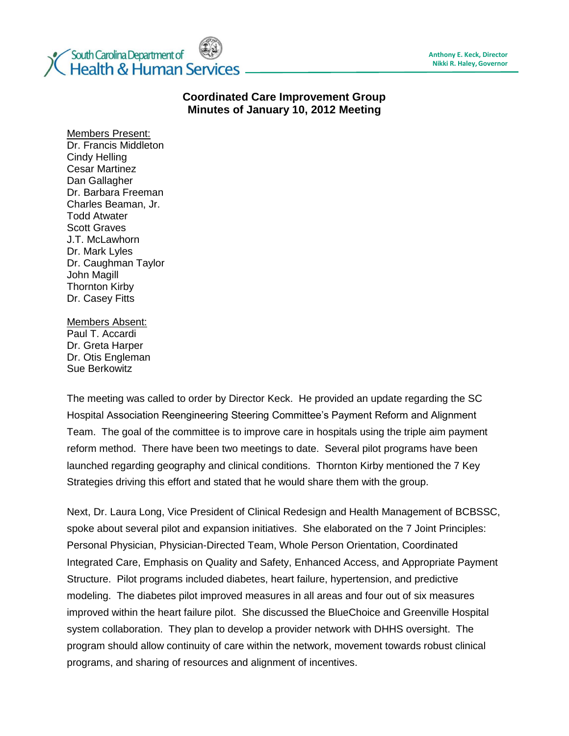South Carolina Department of Health & Human Services

Anthony E. Keck, Director
Nikki R. Haley, Governor

# Coordinated Care Improvement Group
## Minutes of January 10, 2012 Meeting

Members Present:
Dr. Francis Middleton
Cindy Helling
Cesar Martinez
Dan Gallagher
Dr. Barbara Freeman
Charles Beaman, Jr.
Todd Atwater
Scott Graves
J.T. McLawhorn
Dr. Mark Lyles
Dr. Caughman Taylor
John Magill
Thornton Kirby
Dr. Casey Fitts

Members Absent:
Paul T. Accardi
Dr. Greta Harper
Dr. Otis Engleman
Sue Berkowitz

The meeting was called to order by Director Keck. He provided an update regarding the SC Hospital Association Reengineering Steering Committee's Payment Reform and Alignment Team. The goal of the committee is to improve care in hospitals using the triple aim payment reform method. There have been two meetings to date. Several pilot programs have been launched regarding geography and clinical conditions. Thornton Kirby mentioned the 7 Key Strategies driving this effort and stated that he would share them with the group.

Next, Dr. Laura Long, Vice President of Clinical Redesign and Health Management of BCBSSC, spoke about several pilot and expansion initiatives. She elaborated on the 7 Joint Principles: Personal Physician, Physician-Directed Team, Whole Person Orientation, Coordinated Integrated Care, Emphasis on Quality and Safety, Enhanced Access, and Appropriate Payment Structure. Pilot programs included diabetes, heart failure, hypertension, and predictive modeling. The diabetes pilot improved measures in all areas and four out of six measures improved within the heart failure pilot. She discussed the BlueChoice and Greenville Hospital system collaboration. They plan to develop a provider network with DHHS oversight. The program should allow continuity of care within the network, movement towards robust clinical programs, and sharing of resources and alignment of incentives.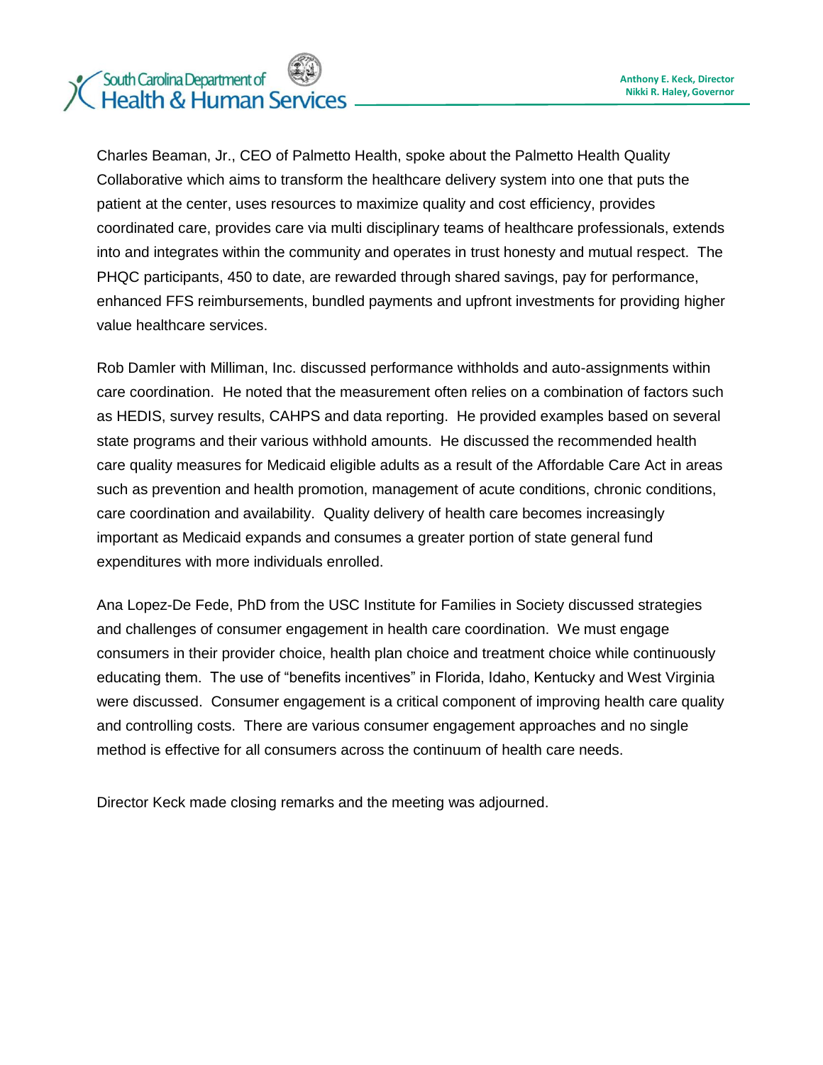Charles Beaman, Jr., CEO of Palmetto Health, spoke about the Palmetto Health Quality Collaborative which aims to transform the healthcare delivery system into one that puts the patient at the center, uses resources to maximize quality and cost efficiency, provides coordinated care, provides care via multi disciplinary teams of healthcare professionals, extends into and integrates within the community and operates in trust honesty and mutual respect. The PHQC participants, 450 to date, are rewarded through shared savings, pay for performance, enhanced FFS reimbursements, bundled payments and upfront investments for providing higher value healthcare services.

Rob Damler with Milliman, Inc. discussed performance withholds and auto-assignments within care coordination. He noted that the measurement often relies on a combination of factors such as HEDIS, survey results, CAHPS and data reporting. He provided examples based on several state programs and their various withhold amounts. He discussed the recommended health care quality measures for Medicaid eligible adults as a result of the Affordable Care Act in areas such as prevention and health promotion, management of acute conditions, chronic conditions, care coordination and availability. Quality delivery of health care becomes increasingly important as Medicaid expands and consumes a greater portion of state general fund expenditures with more individuals enrolled.

Ana Lopez-De Fede, PhD from the USC Institute for Families in Society discussed strategies and challenges of consumer engagement in health care coordination. We must engage consumers in their provider choice, health plan choice and treatment choice while continuously educating them. The use of "benefits incentives" in Florida, Idaho, Kentucky and West Virginia were discussed. Consumer engagement is a critical component of improving health care quality and controlling costs. There are various consumer engagement approaches and no single method is effective for all consumers across the continuum of health care needs.

Director Keck made closing remarks and the meeting was adjourned.